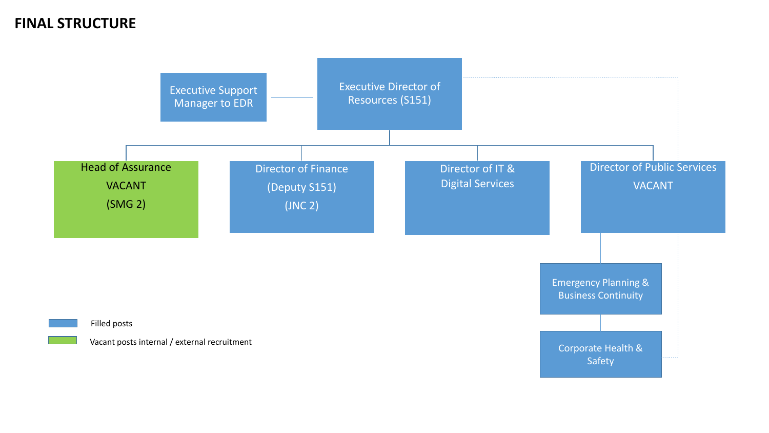# FINAL STRUCTURE

- **Executive Director of Resources (S151)**
  - Executive Support Manager to EDR
  - Head of Assurance VACANT (SMG 2)
  - Director of Finance (Deputy S151) (JNC 2)
  - Director of IT & Digital Services
  - Director of Public Services VACANT
    - Emergency Planning & Business Continuity
    - Corporate Health & Safety

Legend:

- Filled posts (blue)
- Vacant posts internal / external recruitment (green)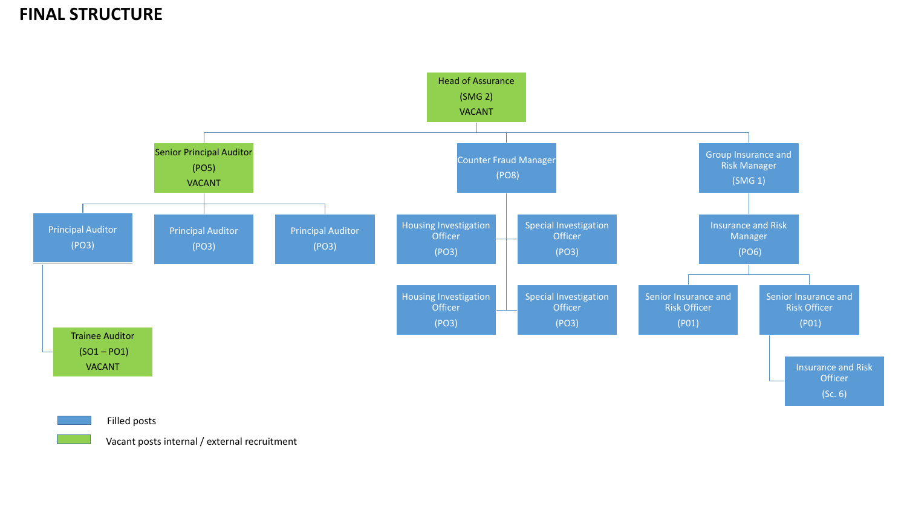# FINAL STRUCTURE

- **Head of Assurance** (SMG 2) VACANT
  - **Senior Principal Auditor** (PO5) VACANT
    - Principal Auditor (PO3)
      - Trainee Auditor (SO1 – PO1) VACANT
    - Principal Auditor (PO3)
    - Principal Auditor (PO3)
  - **Counter Fraud Manager** (PO8)
    - Housing Investigation Officer (PO3)
    - Special Investigation Officer (PO3)
    - Housing Investigation Officer (PO3)
    - Special Investigation Officer (PO3)
  - **Group Insurance and Risk Manager** (SMG 1)
    - Insurance and Risk Manager (PO6)
      - Senior Insurance and Risk Officer (P01)
      - Senior Insurance and Risk Officer (P01)
        - Insurance and Risk Officer (Sc. 6)

Key:

- Filled posts (blue)
- Vacant posts internal / external recruitment (green)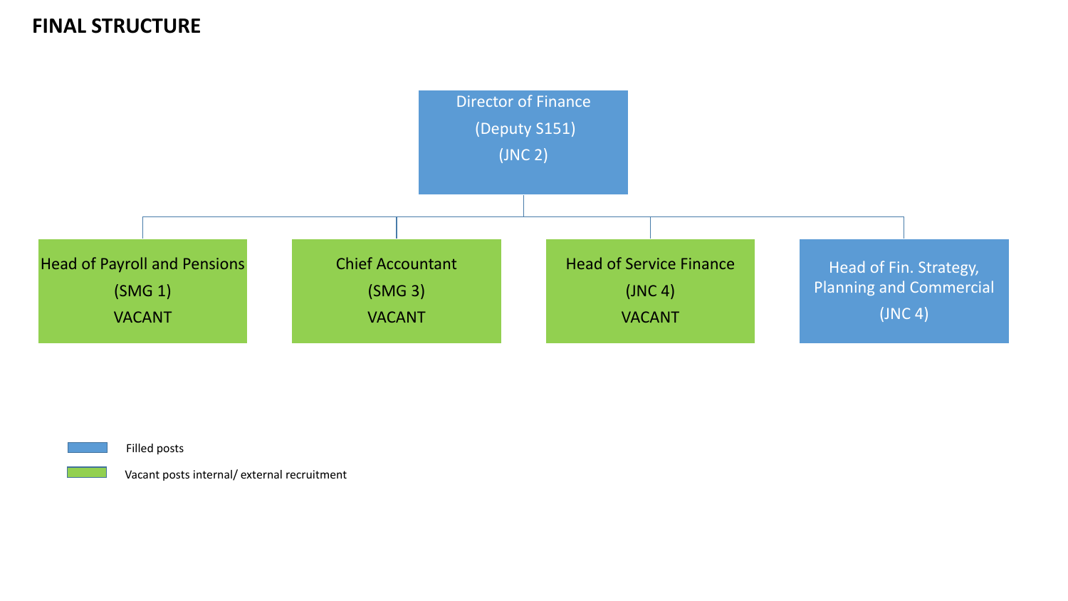# FINAL STRUCTURE

**Director of Finance**
(Deputy S151)
(JNC 2)

- **Head of Payroll and Pensions**
  (SMG 1)
  VACANT
- **Chief Accountant**
  (SMG 3)
  VACANT
- **Head of Service Finance**
  (JNC 4)
  VACANT
- **Head of Fin. Strategy, Planning and Commercial**
  (JNC 4)

| Key | Meaning |
| --- | --- |
| Blue | Filled posts |
| Green | Vacant posts internal/ external recruitment |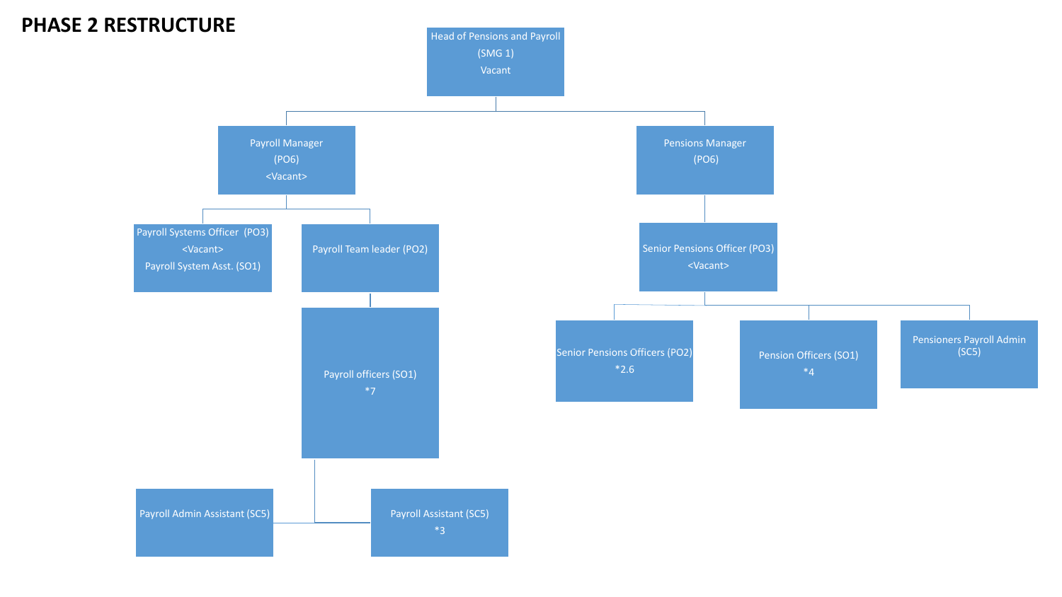# PHASE 2 RESTRUCTURE

- Head of Pensions and Payroll (SMG 1) Vacant
  - Payroll Manager (PO6) <Vacant>
    - Payroll Systems Officer (PO3) <Vacant>
      Payroll System Asst. (SO1)
    - Payroll Team leader (PO2)
      - Payroll officers (SO1) *7
        - Payroll Admin Assistant (SC5)
        - Payroll Assistant (SC5) *3
  - Pensions Manager (PO6)
    - Senior Pensions Officer (PO3) <Vacant>
      - Senior Pensions Officers (PO2) *2.6
      - Pension Officers (SO1) *4
      - Pensioners Payroll Admin (SC5)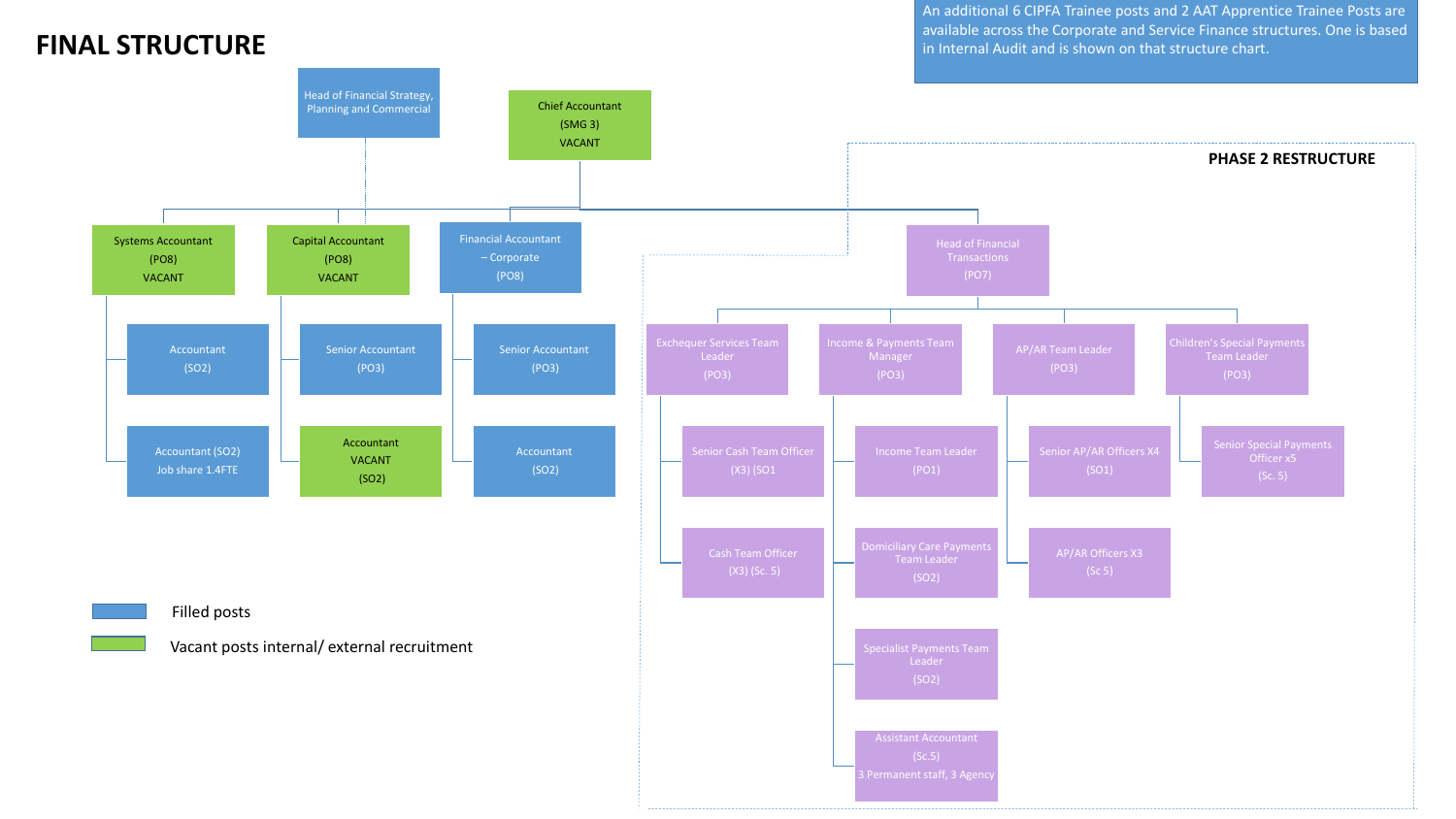# FINAL STRUCTURE

An additional 6 CIPFA Trainee posts and 2 AAT Apprentice Trainee Posts are available across the Corporate and Service Finance structures. One is based in Internal Audit and is shown on that structure chart.

- Head of Financial Strategy, Planning and Commercial
- Chief Accountant (SMG 3) VACANT
  - Systems Accountant (PO8) VACANT
    - Accountant (SO2)
    - Accountant (SO2) Job share 1.4FTE
  - Capital Accountant (PO8) VACANT
    - Senior Accountant (PO3)
    - Accountant VACANT (SO2)
  - Financial Accountant – Corporate (PO8)
    - Senior Accountant (PO3)
    - Accountant (SO2)
  - Head of Financial Transactions (PO7)
    - Exchequer Services Team Leader (PO3)
      - Senior Cash Team Officer (X3) (SO1
      - Cash Team Officer (X3) (Sc. 5)
    - Income & Payments Team Manager (PO3)
      - Income Team Leader (PO1)
      - Domiciliary Care Payments Team Leader (SO2)
      - Specialist Payments Team Leader (SO2)
      - Assistant Accountant (Sc.5) 3 Permanent staff, 3 Agency
    - AP/AR Team Leader (PO3)
      - Senior AP/AR Officers X4 (SO1)
      - AP/AR Officers X3 (Sc 5)
    - Children's Special Payments Team Leader (PO3)
      - Senior Special Payments Officer x5 (Sc. 5)

**PHASE 2 RESTRUCTURE** (Head of Financial Transactions and the posts reporting to it)

Key:
- Filled posts (blue)
- Vacant posts internal/ external recruitment (green)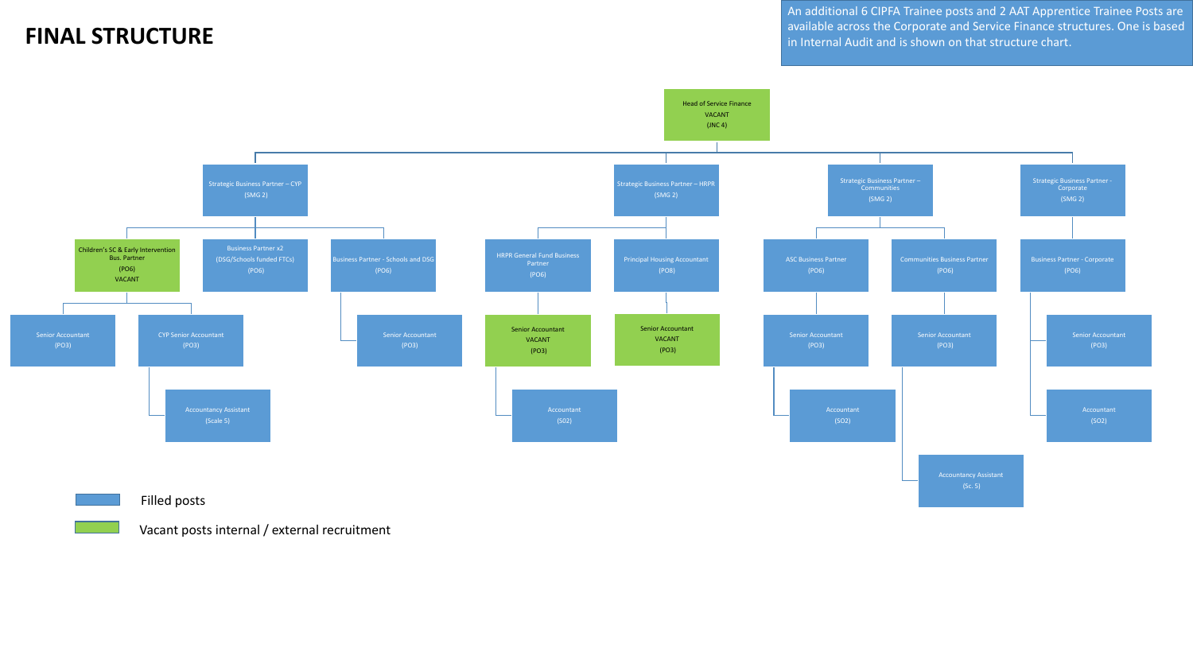# FINAL STRUCTURE

An additional 6 CIPFA Trainee posts and 2 AAT Apprentice Trainee Posts are available across the Corporate and Service Finance structures. One is based in Internal Audit and is shown on that structure chart.

- **Head of Service Finance** VACANT (JNC 4)
  - **Strategic Business Partner – CYP** (SMG 2)
    - Children's SC & Early Intervention Bus. Partner (PO6) VACANT
      - Senior Accountant (PO3)
      - CYP Senior Accountant (PO3)
        - Accountancy Assistant (Scale 5)
    - Business Partner x2 (DSG/Schools funded FTCs) (PO6)
    - Business Partner - Schools and DSG (PO6)
      - Senior Accountant (PO3)
  - **Strategic Business Partner – HRPR** (SMG 2)
    - HRPR General Fund Business Partner (PO6)
      - Senior Accountant VACANT (PO3)
        - Accountant (SO2)
    - Principal Housing Accountant (PO8)
      - Senior Accountant VACANT (PO3)
  - **Strategic Business Partner – Communities** (SMG 2)
    - ASC Business Partner (PO6)
      - Senior Accountant (PO3)
        - Accountant (SO2)
    - Communities Business Partner (PO6)
      - Senior Accountant (PO3)
        - Accountancy Assistant (Sc. 5)
  - **Strategic Business Partner - Corporate** (SMG 2)
    - Business Partner - Corporate (PO6)
      - Senior Accountant (PO3)
      - Accountant (SO2)

Filled posts

Vacant posts internal / external recruitment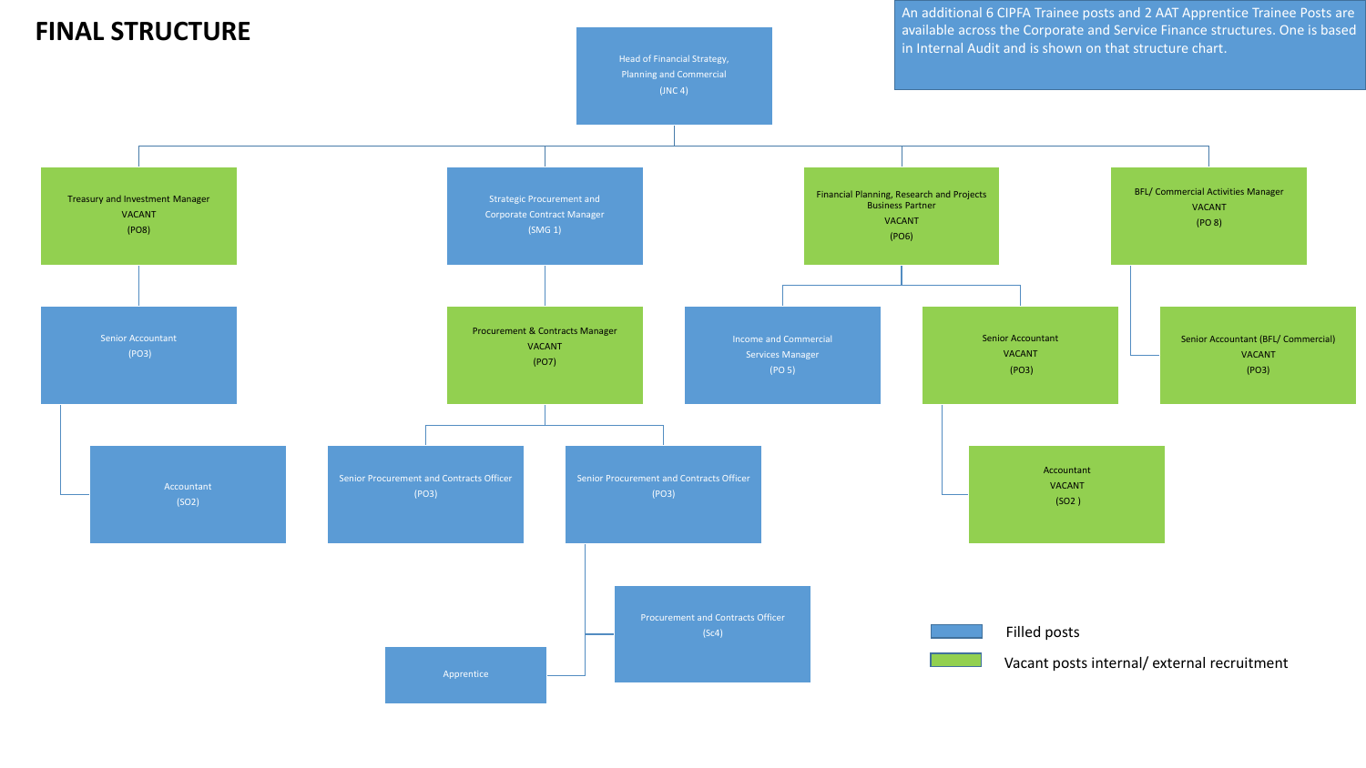# FINAL STRUCTURE

An additional 6 CIPFA Trainee posts and 2 AAT Apprentice Trainee Posts are available across the Corporate and Service Finance structures. One is based in Internal Audit and is shown on that structure chart.

Head of Financial Strategy, Planning and Commercial
(JNC 4)

Treasury and Investment Manager
VACANT
(PO8)

Senior Accountant
(PO3)

Accountant
(SO2)

Strategic Procurement and Corporate Contract Manager
(SMG 1)

Procurement & Contracts Manager
VACANT
(PO7)

Senior Procurement and Contracts Officer
(PO3)

Senior Procurement and Contracts Officer
(PO3)

Procurement and Contracts Officer
(Sc4)

Apprentice

Financial Planning, Research and Projects Business Partner
VACANT
(PO6)

Income and Commercial Services Manager
(PO 5)

Senior Accountant
VACANT
(PO3)

Accountant
VACANT
(SO2 )

BFL/ Commercial Activities Manager
VACANT
(PO 8)

Senior Accountant (BFL/ Commercial)
VACANT
(PO3)

Filled posts

Vacant posts internal/ external recruitment